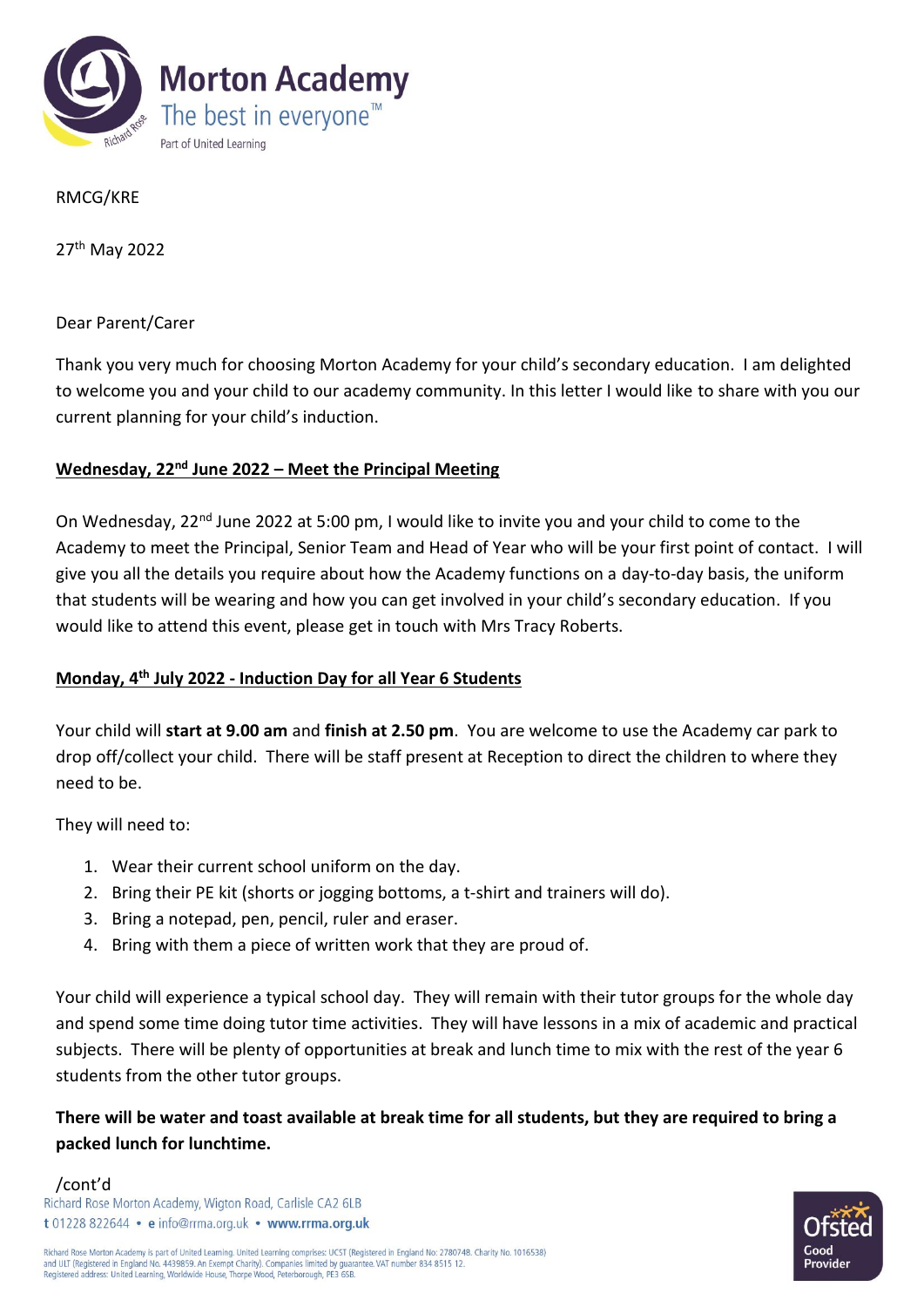Morton Academy
The best in everyone™
Part of United Learning

RMCG/KRE

27th May 2022

Dear Parent/Carer

Thank you very much for choosing Morton Academy for your child's secondary education. I am delighted to welcome you and your child to our academy community. In this letter I would like to share with you our current planning for your child's induction.

**Wednesday, 22nd June 2022 – Meet the Principal Meeting**

On Wednesday, 22nd June 2022 at 5:00 pm, I would like to invite you and your child to come to the Academy to meet the Principal, Senior Team and Head of Year who will be your first point of contact. I will give you all the details you require about how the Academy functions on a day-to-day basis, the uniform that students will be wearing and how you can get involved in your child's secondary education. If you would like to attend this event, please get in touch with Mrs Tracy Roberts.

**Monday, 4th July 2022 - Induction Day for all Year 6 Students**

Your child will **start at 9.00 am** and **finish at 2.50 pm**. You are welcome to use the Academy car park to drop off/collect your child. There will be staff present at Reception to direct the children to where they need to be.

They will need to:

1. Wear their current school uniform on the day.
2. Bring their PE kit (shorts or jogging bottoms, a t-shirt and trainers will do).
3. Bring a notepad, pen, pencil, ruler and eraser.
4. Bring with them a piece of written work that they are proud of.

Your child will experience a typical school day. They will remain with their tutor groups for the whole day and spend some time doing tutor time activities. They will have lessons in a mix of academic and practical subjects. There will be plenty of opportunities at break and lunch time to mix with the rest of the year 6 students from the other tutor groups.

**There will be water and toast available at break time for all students, but they are required to bring a packed lunch for lunchtime.**

/cont'd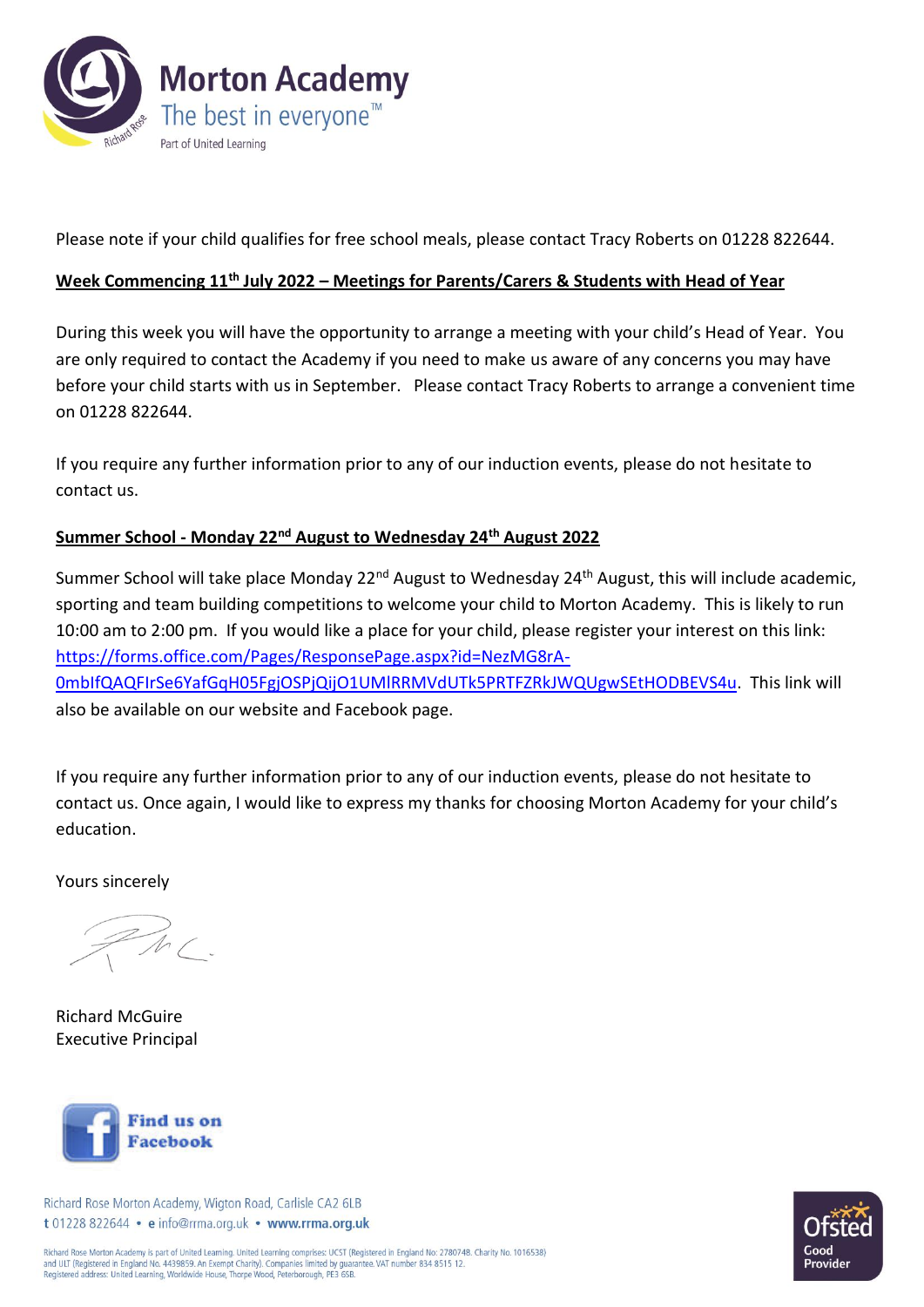Please note if your child qualifies for free school meals, please contact Tracy Roberts on 01228 822644.

**Week Commencing 11th July 2022 – Meetings for Parents/Carers & Students with Head of Year**

During this week you will have the opportunity to arrange a meeting with your child's Head of Year. You are only required to contact the Academy if you need to make us aware of any concerns you may have before your child starts with us in September. Please contact Tracy Roberts to arrange a convenient time on 01228 822644.

If you require any further information prior to any of our induction events, please do not hesitate to contact us.

**Summer School - Monday 22nd August to Wednesday 24th August 2022**

Summer School will take place Monday 22nd August to Wednesday 24th August, this will include academic, sporting and team building competitions to welcome your child to Morton Academy. This is likely to run 10:00 am to 2:00 pm. If you would like a place for your child, please register your interest on this link: https://forms.office.com/Pages/ResponsePage.aspx?id=NezMG8rA-0mbIfQAQFIrSe6YafGqH05FgjOSPjQijO1UMlRRMVdUTk5PRTFZRkJWQUgwSEtHODBEVS4u. This link will also be available on our website and Facebook page.

If you require any further information prior to any of our induction events, please do not hesitate to contact us. Once again, I would like to express my thanks for choosing Morton Academy for your child's education.

Yours sincerely

Richard McGuire
Executive Principal

Find us on Facebook

Richard Rose Morton Academy, Wigton Road, Carlisle CA2 6LB
t 01228 822644 • e info@rrma.org.uk • www.rrma.org.uk

Richard Rose Morton Academy is part of United Learning. United Learning comprises: UCST (Registered in England No: 2780748. Charity No. 1016538) and ULT (Registered in England No. 4439859. An Exempt Charity). Companies limited by guarantee. VAT number 834 8515 12. Registered address: United Learning, Worldwide House, Thorpe Wood, Peterborough, PE3 6SB.

Ofsted Good Provider